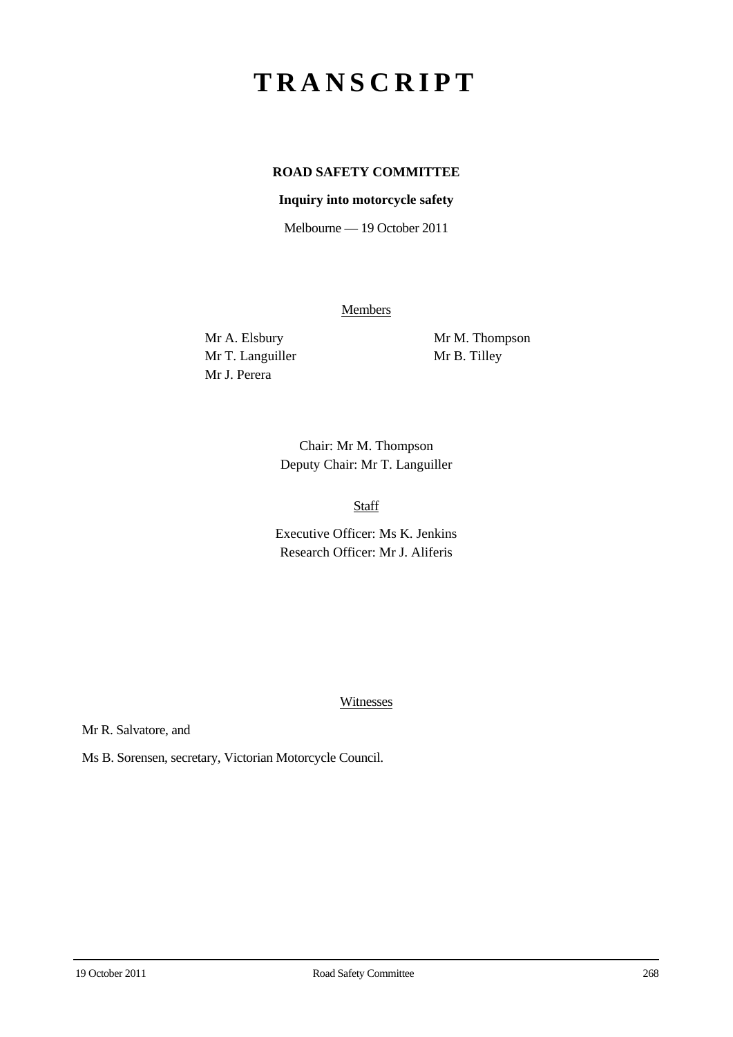# TRANSCRIPT

**ROAD SAFETY COMMITTEE**

**Inquiry into motorcycle safety**

Melbourne — 19 October 2011

Members

Mr A. Elsbury
Mr T. Languiller
Mr J. Perera
Mr M. Thompson
Mr B. Tilley

Chair: Mr M. Thompson
Deputy Chair: Mr T. Languiller

Staff

Executive Officer: Ms K. Jenkins
Research Officer: Mr J. Aliferis

Witnesses

Mr R. Salvatore, and

Ms B. Sorensen, secretary, Victorian Motorcycle Council.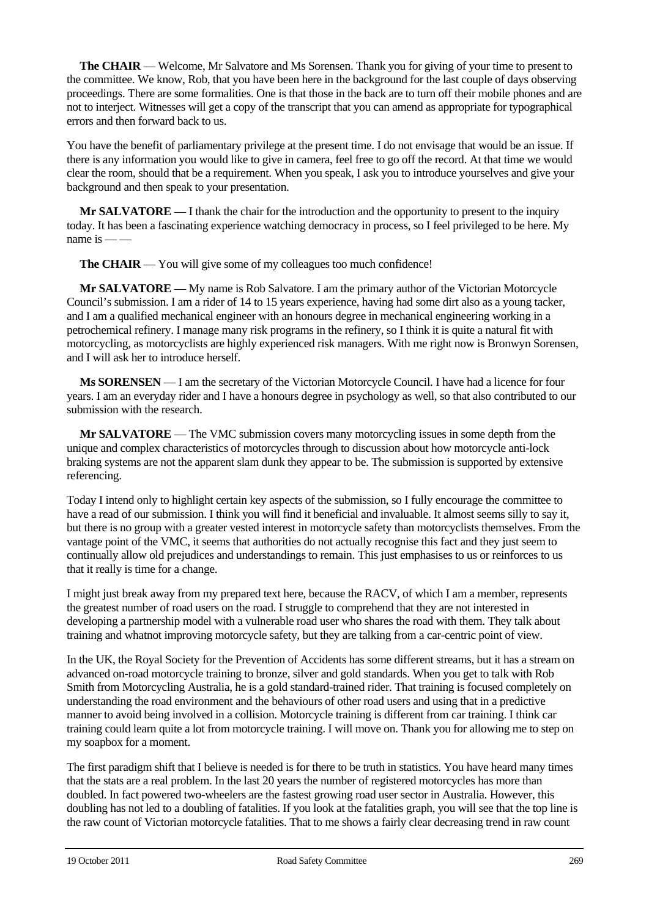**The CHAIR** — Welcome, Mr Salvatore and Ms Sorensen. Thank you for giving of your time to present to the committee. We know, Rob, that you have been here in the background for the last couple of days observing proceedings. There are some formalities. One is that those in the back are to turn off their mobile phones and are not to interject. Witnesses will get a copy of the transcript that you can amend as appropriate for typographical errors and then forward back to us.

You have the benefit of parliamentary privilege at the present time. I do not envisage that would be an issue. If there is any information you would like to give in camera, feel free to go off the record. At that time we would clear the room, should that be a requirement. When you speak, I ask you to introduce yourselves and give your background and then speak to your presentation.

**Mr SALVATORE** — I thank the chair for the introduction and the opportunity to present to the inquiry today. It has been a fascinating experience watching democracy in process, so I feel privileged to be here. My name is — —

**The CHAIR** — You will give some of my colleagues too much confidence!

**Mr SALVATORE** — My name is Rob Salvatore. I am the primary author of the Victorian Motorcycle Council's submission. I am a rider of 14 to 15 years experience, having had some dirt also as a young tacker, and I am a qualified mechanical engineer with an honours degree in mechanical engineering working in a petrochemical refinery. I manage many risk programs in the refinery, so I think it is quite a natural fit with motorcycling, as motorcyclists are highly experienced risk managers. With me right now is Bronwyn Sorensen, and I will ask her to introduce herself.

**Ms SORENSEN** — I am the secretary of the Victorian Motorcycle Council. I have had a licence for four years. I am an everyday rider and I have a honours degree in psychology as well, so that also contributed to our submission with the research.

**Mr SALVATORE** — The VMC submission covers many motorcycling issues in some depth from the unique and complex characteristics of motorcycles through to discussion about how motorcycle anti-lock braking systems are not the apparent slam dunk they appear to be. The submission is supported by extensive referencing.

Today I intend only to highlight certain key aspects of the submission, so I fully encourage the committee to have a read of our submission. I think you will find it beneficial and invaluable. It almost seems silly to say it, but there is no group with a greater vested interest in motorcycle safety than motorcyclists themselves. From the vantage point of the VMC, it seems that authorities do not actually recognise this fact and they just seem to continually allow old prejudices and understandings to remain. This just emphasises to us or reinforces to us that it really is time for a change.

I might just break away from my prepared text here, because the RACV, of which I am a member, represents the greatest number of road users on the road. I struggle to comprehend that they are not interested in developing a partnership model with a vulnerable road user who shares the road with them. They talk about training and whatnot improving motorcycle safety, but they are talking from a car-centric point of view.

In the UK, the Royal Society for the Prevention of Accidents has some different streams, but it has a stream on advanced on-road motorcycle training to bronze, silver and gold standards. When you get to talk with Rob Smith from Motorcycling Australia, he is a gold standard-trained rider. That training is focused completely on understanding the road environment and the behaviours of other road users and using that in a predictive manner to avoid being involved in a collision. Motorcycle training is different from car training. I think car training could learn quite a lot from motorcycle training. I will move on. Thank you for allowing me to step on my soapbox for a moment.

The first paradigm shift that I believe is needed is for there to be truth in statistics. You have heard many times that the stats are a real problem. In the last 20 years the number of registered motorcycles has more than doubled. In fact powered two-wheelers are the fastest growing road user sector in Australia. However, this doubling has not led to a doubling of fatalities. If you look at the fatalities graph, you will see that the top line is the raw count of Victorian motorcycle fatalities. That to me shows a fairly clear decreasing trend in raw count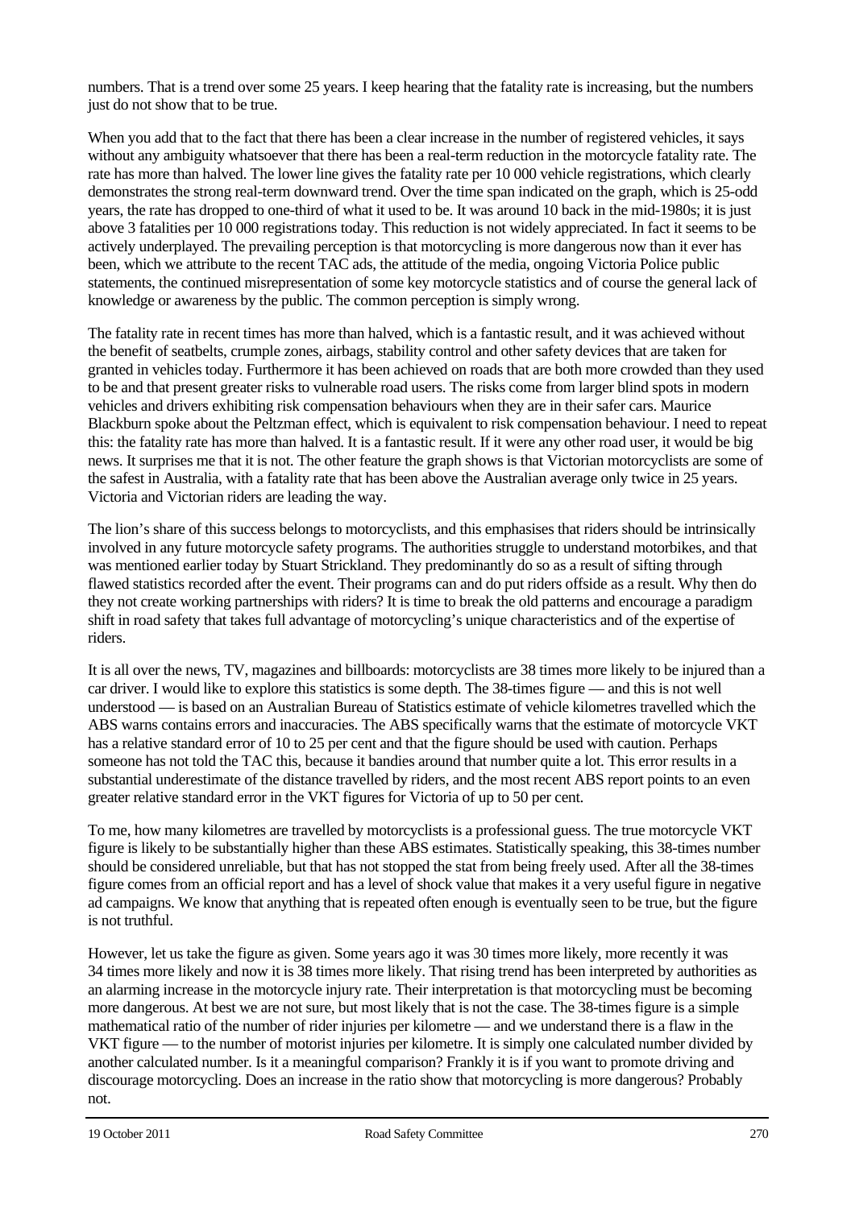numbers. That is a trend over some 25 years. I keep hearing that the fatality rate is increasing, but the numbers just do not show that to be true.

When you add that to the fact that there has been a clear increase in the number of registered vehicles, it says without any ambiguity whatsoever that there has been a real-term reduction in the motorcycle fatality rate. The rate has more than halved. The lower line gives the fatality rate per 10 000 vehicle registrations, which clearly demonstrates the strong real-term downward trend. Over the time span indicated on the graph, which is 25-odd years, the rate has dropped to one-third of what it used to be. It was around 10 back in the mid-1980s; it is just above 3 fatalities per 10 000 registrations today. This reduction is not widely appreciated. In fact it seems to be actively underplayed. The prevailing perception is that motorcycling is more dangerous now than it ever has been, which we attribute to the recent TAC ads, the attitude of the media, ongoing Victoria Police public statements, the continued misrepresentation of some key motorcycle statistics and of course the general lack of knowledge or awareness by the public. The common perception is simply wrong.

The fatality rate in recent times has more than halved, which is a fantastic result, and it was achieved without the benefit of seatbelts, crumple zones, airbags, stability control and other safety devices that are taken for granted in vehicles today. Furthermore it has been achieved on roads that are both more crowded than they used to be and that present greater risks to vulnerable road users. The risks come from larger blind spots in modern vehicles and drivers exhibiting risk compensation behaviours when they are in their safer cars. Maurice Blackburn spoke about the Peltzman effect, which is equivalent to risk compensation behaviour. I need to repeat this: the fatality rate has more than halved. It is a fantastic result. If it were any other road user, it would be big news. It surprises me that it is not. The other feature the graph shows is that Victorian motorcyclists are some of the safest in Australia, with a fatality rate that has been above the Australian average only twice in 25 years. Victoria and Victorian riders are leading the way.

The lion's share of this success belongs to motorcyclists, and this emphasises that riders should be intrinsically involved in any future motorcycle safety programs. The authorities struggle to understand motorbikes, and that was mentioned earlier today by Stuart Strickland. They predominantly do so as a result of sifting through flawed statistics recorded after the event. Their programs can and do put riders offside as a result. Why then do they not create working partnerships with riders? It is time to break the old patterns and encourage a paradigm shift in road safety that takes full advantage of motorcycling's unique characteristics and of the expertise of riders.

It is all over the news, TV, magazines and billboards: motorcyclists are 38 times more likely to be injured than a car driver. I would like to explore this statistics is some depth. The 38-times figure — and this is not well understood — is based on an Australian Bureau of Statistics estimate of vehicle kilometres travelled which the ABS warns contains errors and inaccuracies. The ABS specifically warns that the estimate of motorcycle VKT has a relative standard error of 10 to 25 per cent and that the figure should be used with caution. Perhaps someone has not told the TAC this, because it bandies around that number quite a lot. This error results in a substantial underestimate of the distance travelled by riders, and the most recent ABS report points to an even greater relative standard error in the VKT figures for Victoria of up to 50 per cent.

To me, how many kilometres are travelled by motorcyclists is a professional guess. The true motorcycle VKT figure is likely to be substantially higher than these ABS estimates. Statistically speaking, this 38-times number should be considered unreliable, but that has not stopped the stat from being freely used. After all the 38-times figure comes from an official report and has a level of shock value that makes it a very useful figure in negative ad campaigns. We know that anything that is repeated often enough is eventually seen to be true, but the figure is not truthful.

However, let us take the figure as given. Some years ago it was 30 times more likely, more recently it was 34 times more likely and now it is 38 times more likely. That rising trend has been interpreted by authorities as an alarming increase in the motorcycle injury rate. Their interpretation is that motorcycling must be becoming more dangerous. At best we are not sure, but most likely that is not the case. The 38-times figure is a simple mathematical ratio of the number of rider injuries per kilometre — and we understand there is a flaw in the VKT figure — to the number of motorist injuries per kilometre. It is simply one calculated number divided by another calculated number. Is it a meaningful comparison? Frankly it is if you want to promote driving and discourage motorcycling. Does an increase in the ratio show that motorcycling is more dangerous? Probably not.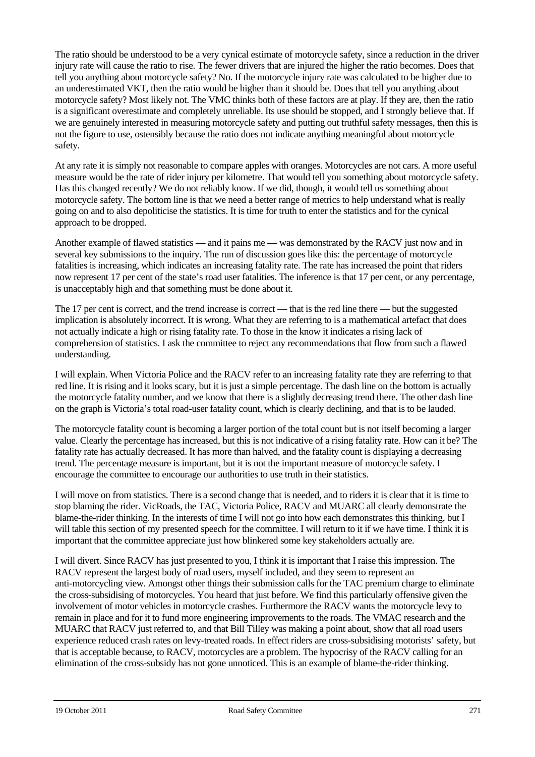The ratio should be understood to be a very cynical estimate of motorcycle safety, since a reduction in the driver injury rate will cause the ratio to rise. The fewer drivers that are injured the higher the ratio becomes. Does that tell you anything about motorcycle safety? No. If the motorcycle injury rate was calculated to be higher due to an underestimated VKT, then the ratio would be higher than it should be. Does that tell you anything about motorcycle safety? Most likely not. The VMC thinks both of these factors are at play. If they are, then the ratio is a significant overestimate and completely unreliable. Its use should be stopped, and I strongly believe that. If we are genuinely interested in measuring motorcycle safety and putting out truthful safety messages, then this is not the figure to use, ostensibly because the ratio does not indicate anything meaningful about motorcycle safety.

At any rate it is simply not reasonable to compare apples with oranges. Motorcycles are not cars. A more useful measure would be the rate of rider injury per kilometre. That would tell you something about motorcycle safety. Has this changed recently? We do not reliably know. If we did, though, it would tell us something about motorcycle safety. The bottom line is that we need a better range of metrics to help understand what is really going on and to also depoliticise the statistics. It is time for truth to enter the statistics and for the cynical approach to be dropped.

Another example of flawed statistics — and it pains me — was demonstrated by the RACV just now and in several key submissions to the inquiry. The run of discussion goes like this: the percentage of motorcycle fatalities is increasing, which indicates an increasing fatality rate. The rate has increased the point that riders now represent 17 per cent of the state's road user fatalities. The inference is that 17 per cent, or any percentage, is unacceptably high and that something must be done about it.

The 17 per cent is correct, and the trend increase is correct — that is the red line there — but the suggested implication is absolutely incorrect. It is wrong. What they are referring to is a mathematical artefact that does not actually indicate a high or rising fatality rate. To those in the know it indicates a rising lack of comprehension of statistics. I ask the committee to reject any recommendations that flow from such a flawed understanding.

I will explain. When Victoria Police and the RACV refer to an increasing fatality rate they are referring to that red line. It is rising and it looks scary, but it is just a simple percentage. The dash line on the bottom is actually the motorcycle fatality number, and we know that there is a slightly decreasing trend there. The other dash line on the graph is Victoria's total road-user fatality count, which is clearly declining, and that is to be lauded.

The motorcycle fatality count is becoming a larger portion of the total count but is not itself becoming a larger value. Clearly the percentage has increased, but this is not indicative of a rising fatality rate. How can it be? The fatality rate has actually decreased. It has more than halved, and the fatality count is displaying a decreasing trend. The percentage measure is important, but it is not the important measure of motorcycle safety. I encourage the committee to encourage our authorities to use truth in their statistics.

I will move on from statistics. There is a second change that is needed, and to riders it is clear that it is time to stop blaming the rider. VicRoads, the TAC, Victoria Police, RACV and MUARC all clearly demonstrate the blame-the-rider thinking. In the interests of time I will not go into how each demonstrates this thinking, but I will table this section of my presented speech for the committee. I will return to it if we have time. I think it is important that the committee appreciate just how blinkered some key stakeholders actually are.

I will divert. Since RACV has just presented to you, I think it is important that I raise this impression. The RACV represent the largest body of road users, myself included, and they seem to represent an anti-motorcycling view. Amongst other things their submission calls for the TAC premium charge to eliminate the cross-subsidising of motorcycles. You heard that just before. We find this particularly offensive given the involvement of motor vehicles in motorcycle crashes. Furthermore the RACV wants the motorcycle levy to remain in place and for it to fund more engineering improvements to the roads. The VMAC research and the MUARC that RACV just referred to, and that Bill Tilley was making a point about, show that all road users experience reduced crash rates on levy-treated roads. In effect riders are cross-subsidising motorists' safety, but that is acceptable because, to RACV, motorcycles are a problem. The hypocrisy of the RACV calling for an elimination of the cross-subsidy has not gone unnoticed. This is an example of blame-the-rider thinking.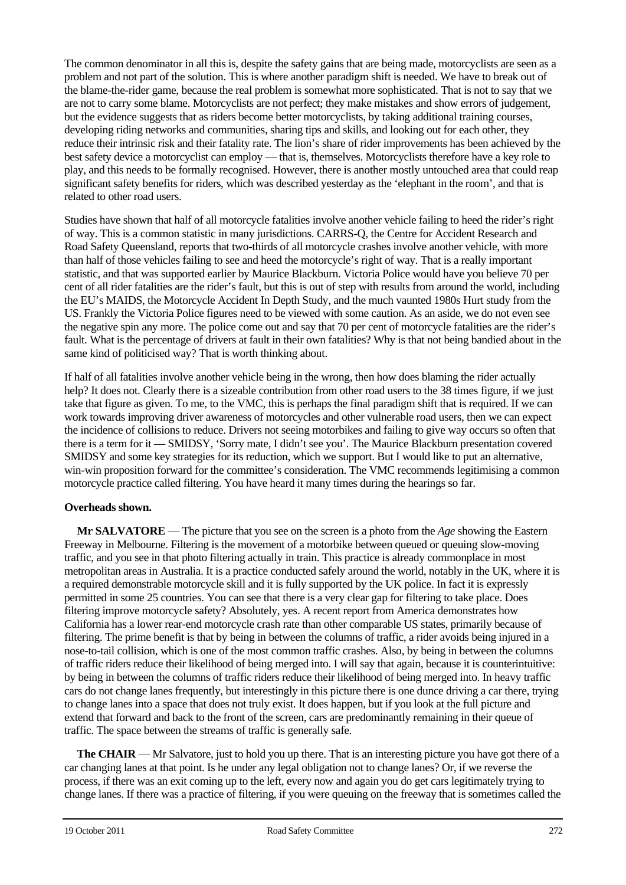The common denominator in all this is, despite the safety gains that are being made, motorcyclists are seen as a problem and not part of the solution. This is where another paradigm shift is needed. We have to break out of the blame-the-rider game, because the real problem is somewhat more sophisticated. That is not to say that we are not to carry some blame. Motorcyclists are not perfect; they make mistakes and show errors of judgement, but the evidence suggests that as riders become better motorcyclists, by taking additional training courses, developing riding networks and communities, sharing tips and skills, and looking out for each other, they reduce their intrinsic risk and their fatality rate. The lion's share of rider improvements has been achieved by the best safety device a motorcyclist can employ — that is, themselves. Motorcyclists therefore have a key role to play, and this needs to be formally recognised. However, there is another mostly untouched area that could reap significant safety benefits for riders, which was described yesterday as the 'elephant in the room', and that is related to other road users.

Studies have shown that half of all motorcycle fatalities involve another vehicle failing to heed the rider's right of way. This is a common statistic in many jurisdictions. CARRS-Q, the Centre for Accident Research and Road Safety Queensland, reports that two-thirds of all motorcycle crashes involve another vehicle, with more than half of those vehicles failing to see and heed the motorcycle's right of way. That is a really important statistic, and that was supported earlier by Maurice Blackburn. Victoria Police would have you believe 70 per cent of all rider fatalities are the rider's fault, but this is out of step with results from around the world, including the EU's MAIDS, the Motorcycle Accident In Depth Study, and the much vaunted 1980s Hurt study from the US. Frankly the Victoria Police figures need to be viewed with some caution. As an aside, we do not even see the negative spin any more. The police come out and say that 70 per cent of motorcycle fatalities are the rider's fault. What is the percentage of drivers at fault in their own fatalities? Why is that not being bandied about in the same kind of politicised way? That is worth thinking about.

If half of all fatalities involve another vehicle being in the wrong, then how does blaming the rider actually help? It does not. Clearly there is a sizeable contribution from other road users to the 38 times figure, if we just take that figure as given. To me, to the VMC, this is perhaps the final paradigm shift that is required. If we can work towards improving driver awareness of motorcycles and other vulnerable road users, then we can expect the incidence of collisions to reduce. Drivers not seeing motorbikes and failing to give way occurs so often that there is a term for it — SMIDSY, 'Sorry mate, I didn't see you'. The Maurice Blackburn presentation covered SMIDSY and some key strategies for its reduction, which we support. But I would like to put an alternative, win-win proposition forward for the committee's consideration. The VMC recommends legitimising a common motorcycle practice called filtering. You have heard it many times during the hearings so far.

**Overheads shown.**

**Mr SALVATORE** — The picture that you see on the screen is a photo from the *Age* showing the Eastern Freeway in Melbourne. Filtering is the movement of a motorbike between queued or queuing slow-moving traffic, and you see in that photo filtering actually in train. This practice is already commonplace in most metropolitan areas in Australia. It is a practice conducted safely around the world, notably in the UK, where it is a required demonstrable motorcycle skill and it is fully supported by the UK police. In fact it is expressly permitted in some 25 countries. You can see that there is a very clear gap for filtering to take place. Does filtering improve motorcycle safety? Absolutely, yes. A recent report from America demonstrates how California has a lower rear-end motorcycle crash rate than other comparable US states, primarily because of filtering. The prime benefit is that by being in between the columns of traffic, a rider avoids being injured in a nose-to-tail collision, which is one of the most common traffic crashes. Also, by being in between the columns of traffic riders reduce their likelihood of being merged into. I will say that again, because it is counterintuitive: by being in between the columns of traffic riders reduce their likelihood of being merged into. In heavy traffic cars do not change lanes frequently, but interestingly in this picture there is one dunce driving a car there, trying to change lanes into a space that does not truly exist. It does happen, but if you look at the full picture and extend that forward and back to the front of the screen, cars are predominantly remaining in their queue of traffic. The space between the streams of traffic is generally safe.

**The CHAIR** — Mr Salvatore, just to hold you up there. That is an interesting picture you have got there of a car changing lanes at that point. Is he under any legal obligation not to change lanes? Or, if we reverse the process, if there was an exit coming up to the left, every now and again you do get cars legitimately trying to change lanes. If there was a practice of filtering, if you were queuing on the freeway that is sometimes called the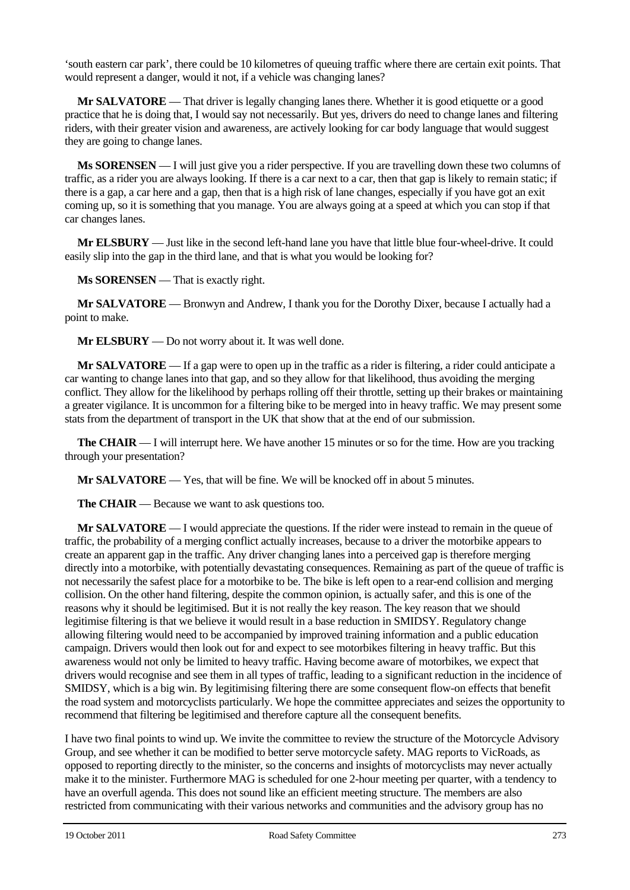'south eastern car park', there could be 10 kilometres of queuing traffic where there are certain exit points. That would represent a danger, would it not, if a vehicle was changing lanes?

**Mr SALVATORE** — That driver is legally changing lanes there. Whether it is good etiquette or a good practice that he is doing that, I would say not necessarily. But yes, drivers do need to change lanes and filtering riders, with their greater vision and awareness, are actively looking for car body language that would suggest they are going to change lanes.

**Ms SORENSEN** — I will just give you a rider perspective. If you are travelling down these two columns of traffic, as a rider you are always looking. If there is a car next to a car, then that gap is likely to remain static; if there is a gap, a car here and a gap, then that is a high risk of lane changes, especially if you have got an exit coming up, so it is something that you manage. You are always going at a speed at which you can stop if that car changes lanes.

**Mr ELSBURY** — Just like in the second left-hand lane you have that little blue four-wheel-drive. It could easily slip into the gap in the third lane, and that is what you would be looking for?

**Ms SORENSEN** — That is exactly right.

**Mr SALVATORE** — Bronwyn and Andrew, I thank you for the Dorothy Dixer, because I actually had a point to make.

**Mr ELSBURY** — Do not worry about it. It was well done.

**Mr SALVATORE** — If a gap were to open up in the traffic as a rider is filtering, a rider could anticipate a car wanting to change lanes into that gap, and so they allow for that likelihood, thus avoiding the merging conflict. They allow for the likelihood by perhaps rolling off their throttle, setting up their brakes or maintaining a greater vigilance. It is uncommon for a filtering bike to be merged into in heavy traffic. We may present some stats from the department of transport in the UK that show that at the end of our submission.

**The CHAIR** — I will interrupt here. We have another 15 minutes or so for the time. How are you tracking through your presentation?

**Mr SALVATORE** — Yes, that will be fine. We will be knocked off in about 5 minutes.

**The CHAIR** — Because we want to ask questions too.

**Mr SALVATORE** — I would appreciate the questions. If the rider were instead to remain in the queue of traffic, the probability of a merging conflict actually increases, because to a driver the motorbike appears to create an apparent gap in the traffic. Any driver changing lanes into a perceived gap is therefore merging directly into a motorbike, with potentially devastating consequences. Remaining as part of the queue of traffic is not necessarily the safest place for a motorbike to be. The bike is left open to a rear-end collision and merging collision. On the other hand filtering, despite the common opinion, is actually safer, and this is one of the reasons why it should be legitimised. But it is not really the key reason. The key reason that we should legitimise filtering is that we believe it would result in a base reduction in SMIDSY. Regulatory change allowing filtering would need to be accompanied by improved training information and a public education campaign. Drivers would then look out for and expect to see motorbikes filtering in heavy traffic. But this awareness would not only be limited to heavy traffic. Having become aware of motorbikes, we expect that drivers would recognise and see them in all types of traffic, leading to a significant reduction in the incidence of SMIDSY, which is a big win. By legitimising filtering there are some consequent flow-on effects that benefit the road system and motorcyclists particularly. We hope the committee appreciates and seizes the opportunity to recommend that filtering be legitimised and therefore capture all the consequent benefits.

I have two final points to wind up. We invite the committee to review the structure of the Motorcycle Advisory Group, and see whether it can be modified to better serve motorcycle safety. MAG reports to VicRoads, as opposed to reporting directly to the minister, so the concerns and insights of motorcyclists may never actually make it to the minister. Furthermore MAG is scheduled for one 2-hour meeting per quarter, with a tendency to have an overfull agenda. This does not sound like an efficient meeting structure. The members are also restricted from communicating with their various networks and communities and the advisory group has no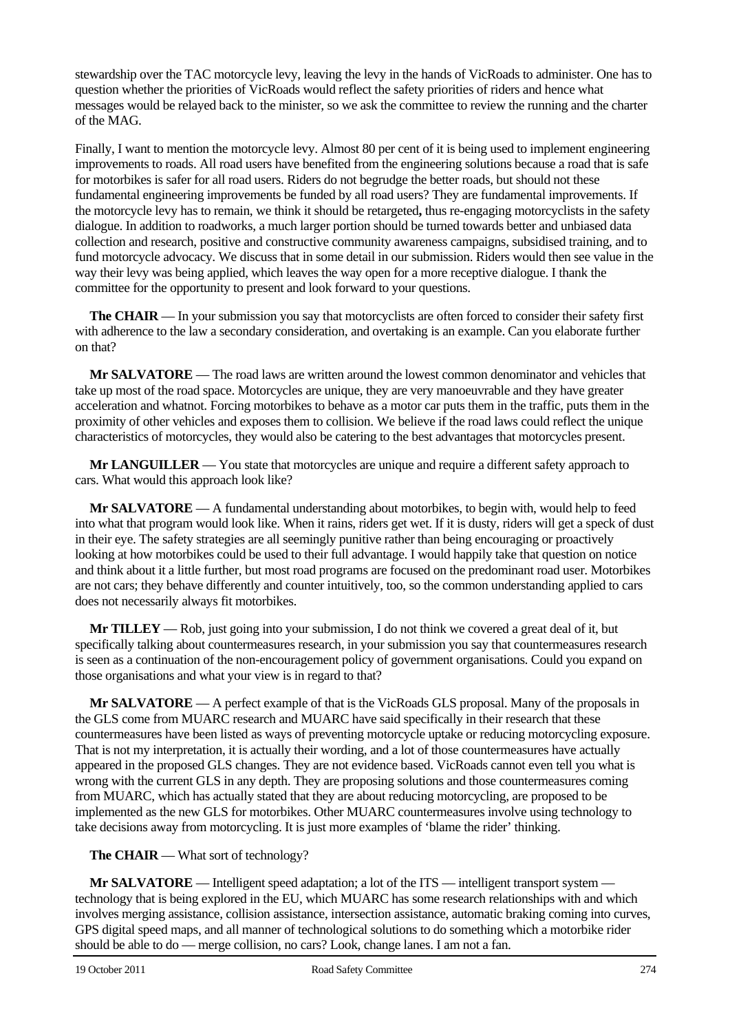stewardship over the TAC motorcycle levy, leaving the levy in the hands of VicRoads to administer. One has to question whether the priorities of VicRoads would reflect the safety priorities of riders and hence what messages would be relayed back to the minister, so we ask the committee to review the running and the charter of the MAG.

Finally, I want to mention the motorcycle levy. Almost 80 per cent of it is being used to implement engineering improvements to roads. All road users have benefited from the engineering solutions because a road that is safe for motorbikes is safer for all road users. Riders do not begrudge the better roads, but should not these fundamental engineering improvements be funded by all road users? They are fundamental improvements. If the motorcycle levy has to remain, we think it should be retargeted**,** thus re-engaging motorcyclists in the safety dialogue. In addition to roadworks, a much larger portion should be turned towards better and unbiased data collection and research, positive and constructive community awareness campaigns, subsidised training, and to fund motorcycle advocacy. We discuss that in some detail in our submission. Riders would then see value in the way their levy was being applied, which leaves the way open for a more receptive dialogue. I thank the committee for the opportunity to present and look forward to your questions.

**The CHAIR** — In your submission you say that motorcyclists are often forced to consider their safety first with adherence to the law a secondary consideration, and overtaking is an example. Can you elaborate further on that?

**Mr SALVATORE** — The road laws are written around the lowest common denominator and vehicles that take up most of the road space. Motorcycles are unique, they are very manoeuvrable and they have greater acceleration and whatnot. Forcing motorbikes to behave as a motor car puts them in the traffic, puts them in the proximity of other vehicles and exposes them to collision. We believe if the road laws could reflect the unique characteristics of motorcycles, they would also be catering to the best advantages that motorcycles present.

**Mr LANGUILLER** — You state that motorcycles are unique and require a different safety approach to cars. What would this approach look like?

**Mr SALVATORE** — A fundamental understanding about motorbikes, to begin with, would help to feed into what that program would look like. When it rains, riders get wet. If it is dusty, riders will get a speck of dust in their eye. The safety strategies are all seemingly punitive rather than being encouraging or proactively looking at how motorbikes could be used to their full advantage. I would happily take that question on notice and think about it a little further, but most road programs are focused on the predominant road user. Motorbikes are not cars; they behave differently and counter intuitively, too, so the common understanding applied to cars does not necessarily always fit motorbikes.

**Mr TILLEY** — Rob, just going into your submission, I do not think we covered a great deal of it, but specifically talking about countermeasures research, in your submission you say that countermeasures research is seen as a continuation of the non-encouragement policy of government organisations. Could you expand on those organisations and what your view is in regard to that?

**Mr SALVATORE** — A perfect example of that is the VicRoads GLS proposal. Many of the proposals in the GLS come from MUARC research and MUARC have said specifically in their research that these countermeasures have been listed as ways of preventing motorcycle uptake or reducing motorcycling exposure. That is not my interpretation, it is actually their wording, and a lot of those countermeasures have actually appeared in the proposed GLS changes. They are not evidence based. VicRoads cannot even tell you what is wrong with the current GLS in any depth. They are proposing solutions and those countermeasures coming from MUARC, which has actually stated that they are about reducing motorcycling, are proposed to be implemented as the new GLS for motorbikes. Other MUARC countermeasures involve using technology to take decisions away from motorcycling. It is just more examples of 'blame the rider' thinking.

**The CHAIR** — What sort of technology?

**Mr SALVATORE** — Intelligent speed adaptation; a lot of the ITS — intelligent transport system — technology that is being explored in the EU, which MUARC has some research relationships with and which involves merging assistance, collision assistance, intersection assistance, automatic braking coming into curves, GPS digital speed maps, and all manner of technological solutions to do something which a motorbike rider should be able to do — merge collision, no cars? Look, change lanes. I am not a fan.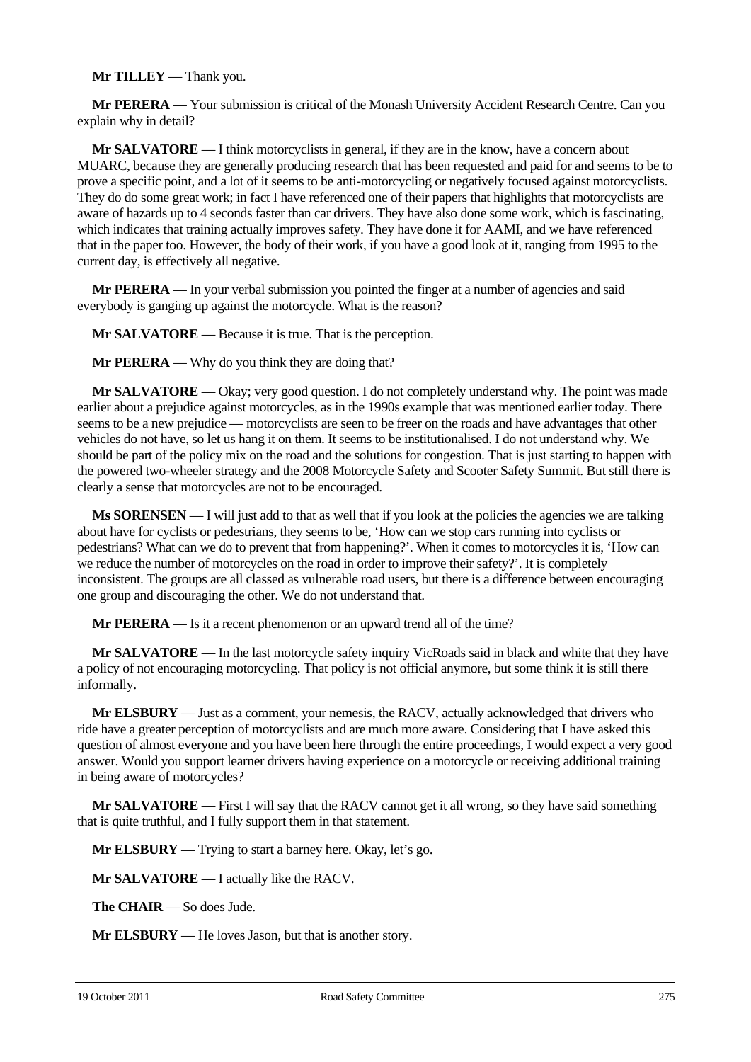**Mr TILLEY** — Thank you.

**Mr PERERA** — Your submission is critical of the Monash University Accident Research Centre. Can you explain why in detail?

**Mr SALVATORE** — I think motorcyclists in general, if they are in the know, have a concern about MUARC, because they are generally producing research that has been requested and paid for and seems to be to prove a specific point, and a lot of it seems to be anti-motorcycling or negatively focused against motorcyclists. They do do some great work; in fact I have referenced one of their papers that highlights that motorcyclists are aware of hazards up to 4 seconds faster than car drivers. They have also done some work, which is fascinating, which indicates that training actually improves safety. They have done it for AAMI, and we have referenced that in the paper too. However, the body of their work, if you have a good look at it, ranging from 1995 to the current day, is effectively all negative.

**Mr PERERA** — In your verbal submission you pointed the finger at a number of agencies and said everybody is ganging up against the motorcycle. What is the reason?

**Mr SALVATORE** — Because it is true. That is the perception.

**Mr PERERA** — Why do you think they are doing that?

**Mr SALVATORE** — Okay; very good question. I do not completely understand why. The point was made earlier about a prejudice against motorcycles, as in the 1990s example that was mentioned earlier today. There seems to be a new prejudice — motorcyclists are seen to be freer on the roads and have advantages that other vehicles do not have, so let us hang it on them. It seems to be institutionalised. I do not understand why. We should be part of the policy mix on the road and the solutions for congestion. That is just starting to happen with the powered two-wheeler strategy and the 2008 Motorcycle Safety and Scooter Safety Summit. But still there is clearly a sense that motorcycles are not to be encouraged.

**Ms SORENSEN** — I will just add to that as well that if you look at the policies the agencies we are talking about have for cyclists or pedestrians, they seems to be, 'How can we stop cars running into cyclists or pedestrians? What can we do to prevent that from happening?'. When it comes to motorcycles it is, 'How can we reduce the number of motorcycles on the road in order to improve their safety?'. It is completely inconsistent. The groups are all classed as vulnerable road users, but there is a difference between encouraging one group and discouraging the other. We do not understand that.

**Mr PERERA** — Is it a recent phenomenon or an upward trend all of the time?

**Mr SALVATORE** — In the last motorcycle safety inquiry VicRoads said in black and white that they have a policy of not encouraging motorcycling. That policy is not official anymore, but some think it is still there informally.

**Mr ELSBURY** — Just as a comment, your nemesis, the RACV, actually acknowledged that drivers who ride have a greater perception of motorcyclists and are much more aware. Considering that I have asked this question of almost everyone and you have been here through the entire proceedings, I would expect a very good answer. Would you support learner drivers having experience on a motorcycle or receiving additional training in being aware of motorcycles?

**Mr SALVATORE** — First I will say that the RACV cannot get it all wrong, so they have said something that is quite truthful, and I fully support them in that statement.

**Mr ELSBURY** — Trying to start a barney here. Okay, let's go.

**Mr SALVATORE** — I actually like the RACV.

**The CHAIR** — So does Jude.

**Mr ELSBURY** — He loves Jason, but that is another story.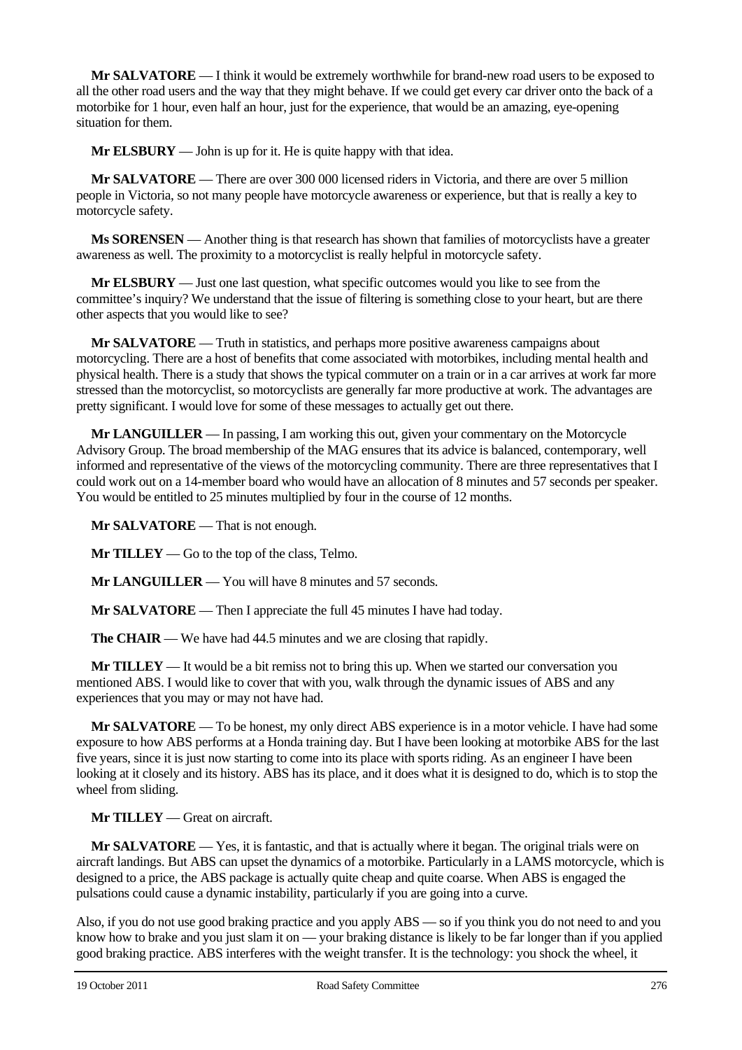**Mr SALVATORE** — I think it would be extremely worthwhile for brand-new road users to be exposed to all the other road users and the way that they might behave. If we could get every car driver onto the back of a motorbike for 1 hour, even half an hour, just for the experience, that would be an amazing, eye-opening situation for them.

**Mr ELSBURY** — John is up for it. He is quite happy with that idea.

**Mr SALVATORE** — There are over 300 000 licensed riders in Victoria, and there are over 5 million people in Victoria, so not many people have motorcycle awareness or experience, but that is really a key to motorcycle safety.

**Ms SORENSEN** — Another thing is that research has shown that families of motorcyclists have a greater awareness as well. The proximity to a motorcyclist is really helpful in motorcycle safety.

**Mr ELSBURY** — Just one last question, what specific outcomes would you like to see from the committee's inquiry? We understand that the issue of filtering is something close to your heart, but are there other aspects that you would like to see?

**Mr SALVATORE** — Truth in statistics, and perhaps more positive awareness campaigns about motorcycling. There are a host of benefits that come associated with motorbikes, including mental health and physical health. There is a study that shows the typical commuter on a train or in a car arrives at work far more stressed than the motorcyclist, so motorcyclists are generally far more productive at work. The advantages are pretty significant. I would love for some of these messages to actually get out there.

**Mr LANGUILLER** — In passing, I am working this out, given your commentary on the Motorcycle Advisory Group. The broad membership of the MAG ensures that its advice is balanced, contemporary, well informed and representative of the views of the motorcycling community. There are three representatives that I could work out on a 14-member board who would have an allocation of 8 minutes and 57 seconds per speaker. You would be entitled to 25 minutes multiplied by four in the course of 12 months.

**Mr SALVATORE** — That is not enough.

**Mr TILLEY** — Go to the top of the class, Telmo.

**Mr LANGUILLER** — You will have 8 minutes and 57 seconds.

**Mr SALVATORE** — Then I appreciate the full 45 minutes I have had today.

**The CHAIR** — We have had 44.5 minutes and we are closing that rapidly.

**Mr TILLEY** — It would be a bit remiss not to bring this up. When we started our conversation you mentioned ABS. I would like to cover that with you, walk through the dynamic issues of ABS and any experiences that you may or may not have had.

**Mr SALVATORE** — To be honest, my only direct ABS experience is in a motor vehicle. I have had some exposure to how ABS performs at a Honda training day. But I have been looking at motorbike ABS for the last five years, since it is just now starting to come into its place with sports riding. As an engineer I have been looking at it closely and its history. ABS has its place, and it does what it is designed to do, which is to stop the wheel from sliding.

**Mr TILLEY** — Great on aircraft.

**Mr SALVATORE** — Yes, it is fantastic, and that is actually where it began. The original trials were on aircraft landings. But ABS can upset the dynamics of a motorbike. Particularly in a LAMS motorcycle, which is designed to a price, the ABS package is actually quite cheap and quite coarse. When ABS is engaged the pulsations could cause a dynamic instability, particularly if you are going into a curve.

Also, if you do not use good braking practice and you apply ABS — so if you think you do not need to and you know how to brake and you just slam it on — your braking distance is likely to be far longer than if you applied good braking practice. ABS interferes with the weight transfer. It is the technology: you shock the wheel, it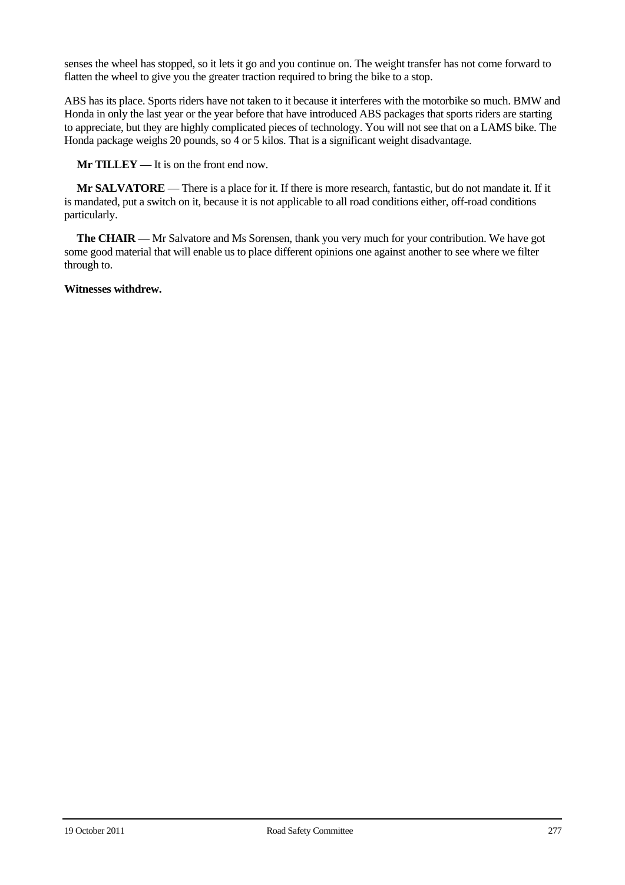senses the wheel has stopped, so it lets it go and you continue on. The weight transfer has not come forward to flatten the wheel to give you the greater traction required to bring the bike to a stop.

ABS has its place. Sports riders have not taken to it because it interferes with the motorbike so much. BMW and Honda in only the last year or the year before that have introduced ABS packages that sports riders are starting to appreciate, but they are highly complicated pieces of technology. You will not see that on a LAMS bike. The Honda package weighs 20 pounds, so 4 or 5 kilos. That is a significant weight disadvantage.

**Mr TILLEY** — It is on the front end now.

**Mr SALVATORE** — There is a place for it. If there is more research, fantastic, but do not mandate it. If it is mandated, put a switch on it, because it is not applicable to all road conditions either, off-road conditions particularly.

**The CHAIR** — Mr Salvatore and Ms Sorensen, thank you very much for your contribution. We have got some good material that will enable us to place different opinions one against another to see where we filter through to.

**Witnesses withdrew.**